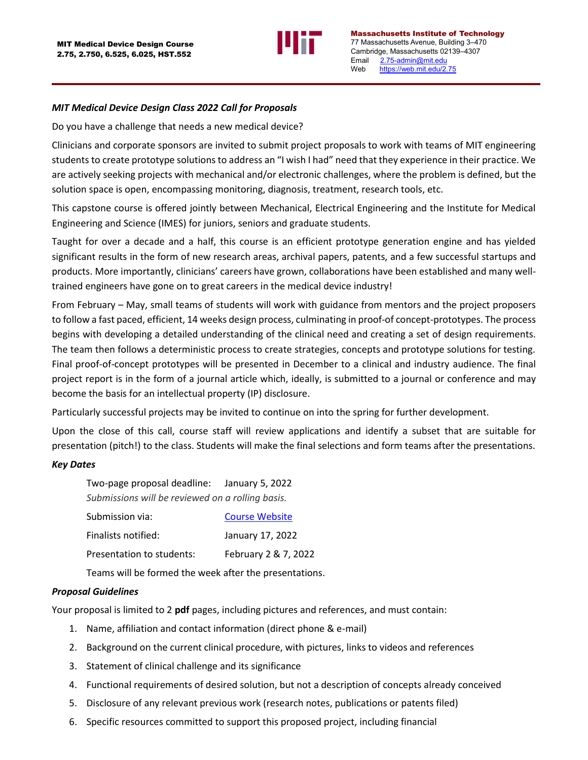MIT Medical Device Design Course
2.75, 2.750, 6.525, 6.025, HST.552

**Massachusetts Institute of Technology**
77 Massachusetts Avenue, Building 3–470
Cambridge, Massachusetts 02139–4307
Email 2.75-admin@mit.edu
Web https://web.mit.edu/2.75

### *MIT Medical Device Design Class 2022 Call for Proposals*

Do you have a challenge that needs a new medical device?

Clinicians and corporate sponsors are invited to submit project proposals to work with teams of MIT engineering students to create prototype solutions to address an "I wish I had" need that they experience in their practice. We are actively seeking projects with mechanical and/or electronic challenges, where the problem is defined, but the solution space is open, encompassing monitoring, diagnosis, treatment, research tools, etc.

This capstone course is offered jointly between Mechanical, Electrical Engineering and the Institute for Medical Engineering and Science (IMES) for juniors, seniors and graduate students.

Taught for over a decade and a half, this course is an efficient prototype generation engine and has yielded significant results in the form of new research areas, archival papers, patents, and a few successful startups and products. More importantly, clinicians' careers have grown, collaborations have been established and many well-trained engineers have gone on to great careers in the medical device industry!

From February – May, small teams of students will work with guidance from mentors and the project proposers to follow a fast paced, efficient, 14 weeks design process, culminating in proof-of concept-prototypes. The process begins with developing a detailed understanding of the clinical need and creating a set of design requirements. The team then follows a deterministic process to create strategies, concepts and prototype solutions for testing. Final proof-of-concept prototypes will be presented in December to a clinical and industry audience. The final project report is in the form of a journal article which, ideally, is submitted to a journal or conference and may become the basis for an intellectual property (IP) disclosure.

Particularly successful projects may be invited to continue on into the spring for further development.

Upon the close of this call, course staff will review applications and identify a subset that are suitable for presentation (pitch!) to the class. Students will make the final selections and form teams after the presentations.

### *Key Dates*

Two-page proposal deadline: January 5, 2022
*Submissions will be reviewed on a rolling basis.*

Submission via: Course Website

Finalists notified: January 17, 2022

Presentation to students: February 2 & 7, 2022

Teams will be formed the week after the presentations.

### *Proposal Guidelines*

Your proposal is limited to 2 **pdf** pages, including pictures and references, and must contain:

1. Name, affiliation and contact information (direct phone & e-mail)
2. Background on the current clinical procedure, with pictures, links to videos and references
3. Statement of clinical challenge and its significance
4. Functional requirements of desired solution, but not a description of concepts already conceived
5. Disclosure of any relevant previous work (research notes, publications or patents filed)
6. Specific resources committed to support this proposed project, including financial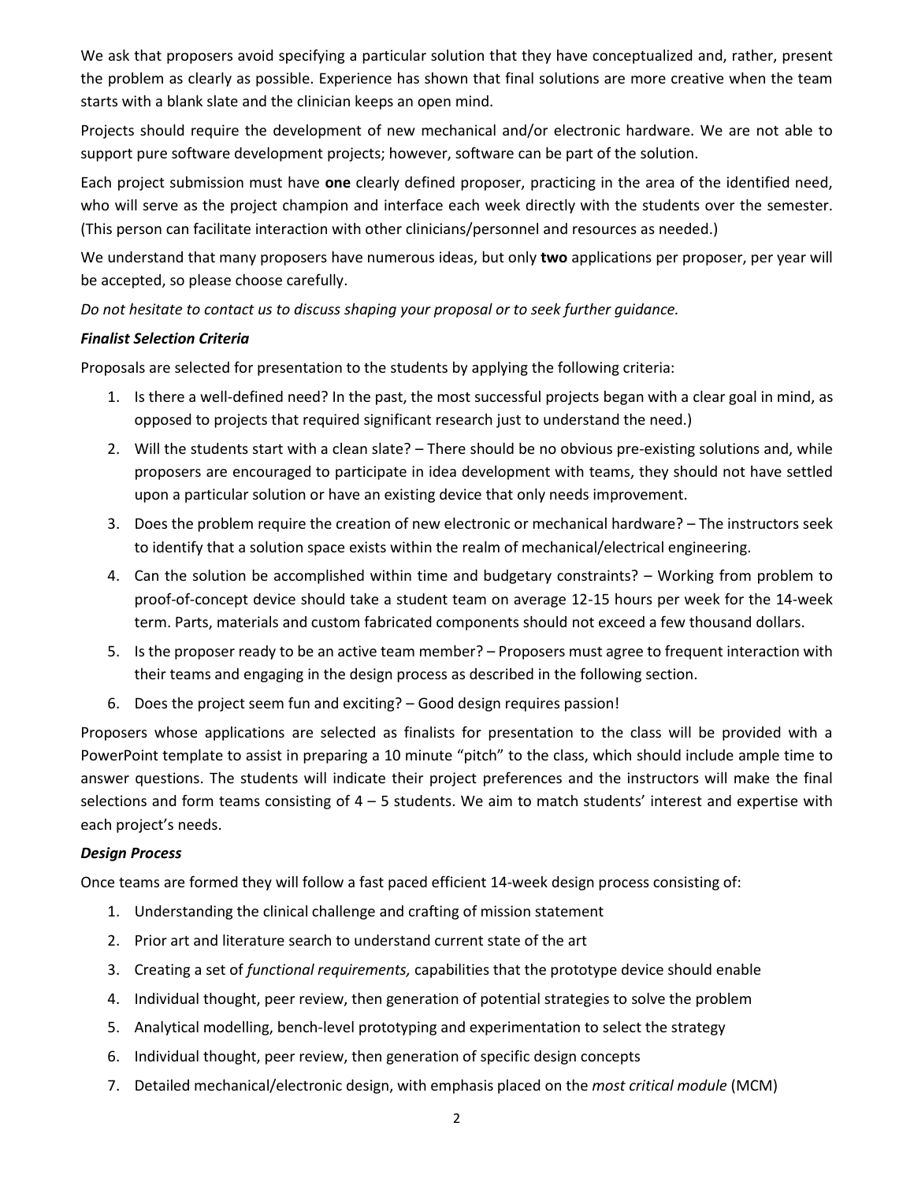We ask that proposers avoid specifying a particular solution that they have conceptualized and, rather, present the problem as clearly as possible. Experience has shown that final solutions are more creative when the team starts with a blank slate and the clinician keeps an open mind.

Projects should require the development of new mechanical and/or electronic hardware. We are not able to support pure software development projects; however, software can be part of the solution.

Each project submission must have **one** clearly defined proposer, practicing in the area of the identified need, who will serve as the project champion and interface each week directly with the students over the semester. (This person can facilitate interaction with other clinicians/personnel and resources as needed.)

We understand that many proposers have numerous ideas, but only **two** applications per proposer, per year will be accepted, so please choose carefully.

*Do not hesitate to contact us to discuss shaping your proposal or to seek further guidance.*

### *Finalist Selection Criteria*

Proposals are selected for presentation to the students by applying the following criteria:

1. Is there a well-defined need? In the past, the most successful projects began with a clear goal in mind, as opposed to projects that required significant research just to understand the need.)
2. Will the students start with a clean slate? – There should be no obvious pre-existing solutions and, while proposers are encouraged to participate in idea development with teams, they should not have settled upon a particular solution or have an existing device that only needs improvement.
3. Does the problem require the creation of new electronic or mechanical hardware? – The instructors seek to identify that a solution space exists within the realm of mechanical/electrical engineering.
4. Can the solution be accomplished within time and budgetary constraints? – Working from problem to proof-of-concept device should take a student team on average 12-15 hours per week for the 14-week term. Parts, materials and custom fabricated components should not exceed a few thousand dollars.
5. Is the proposer ready to be an active team member? – Proposers must agree to frequent interaction with their teams and engaging in the design process as described in the following section.
6. Does the project seem fun and exciting? – Good design requires passion!

Proposers whose applications are selected as finalists for presentation to the class will be provided with a PowerPoint template to assist in preparing a 10 minute "pitch" to the class, which should include ample time to answer questions. The students will indicate their project preferences and the instructors will make the final selections and form teams consisting of 4 – 5 students. We aim to match students' interest and expertise with each project's needs.

### *Design Process*

Once teams are formed they will follow a fast paced efficient 14-week design process consisting of:

1. Understanding the clinical challenge and crafting of mission statement
2. Prior art and literature search to understand current state of the art
3. Creating a set of *functional requirements,* capabilities that the prototype device should enable
4. Individual thought, peer review, then generation of potential strategies to solve the problem
5. Analytical modelling, bench-level prototyping and experimentation to select the strategy
6. Individual thought, peer review, then generation of specific design concepts
7. Detailed mechanical/electronic design, with emphasis placed on the *most critical module* (MCM)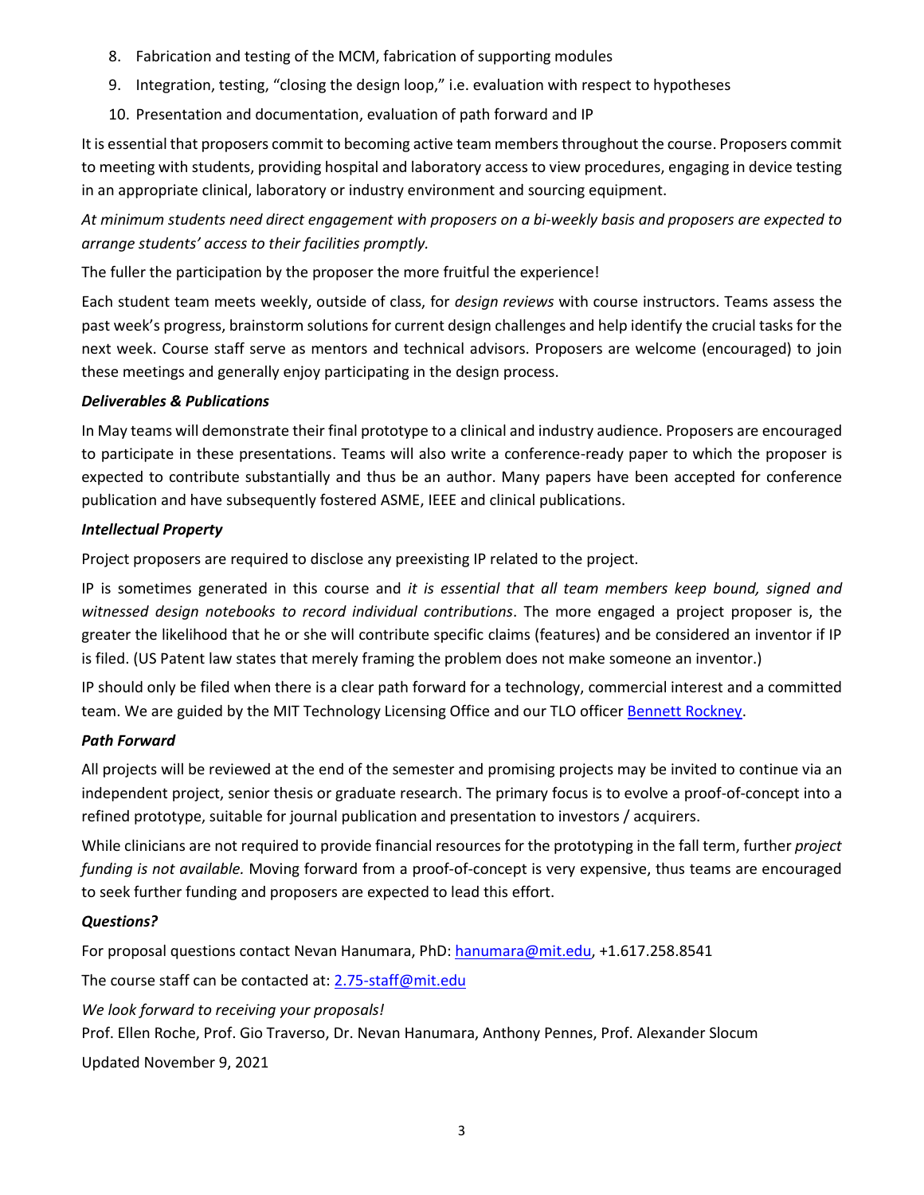8. Fabrication and testing of the MCM, fabrication of supporting modules
9. Integration, testing, "closing the design loop," i.e. evaluation with respect to hypotheses
10. Presentation and documentation, evaluation of path forward and IP

It is essential that proposers commit to becoming active team members throughout the course. Proposers commit to meeting with students, providing hospital and laboratory access to view procedures, engaging in device testing in an appropriate clinical, laboratory or industry environment and sourcing equipment.

*At minimum students need direct engagement with proposers on a bi-weekly basis and proposers are expected to arrange students' access to their facilities promptly.*

The fuller the participation by the proposer the more fruitful the experience!

Each student team meets weekly, outside of class, for *design reviews* with course instructors. Teams assess the past week's progress, brainstorm solutions for current design challenges and help identify the crucial tasks for the next week. Course staff serve as mentors and technical advisors. Proposers are welcome (encouraged) to join these meetings and generally enjoy participating in the design process.

### *Deliverables & Publications*

In May teams will demonstrate their final prototype to a clinical and industry audience. Proposers are encouraged to participate in these presentations. Teams will also write a conference-ready paper to which the proposer is expected to contribute substantially and thus be an author. Many papers have been accepted for conference publication and have subsequently fostered ASME, IEEE and clinical publications.

### *Intellectual Property*

Project proposers are required to disclose any preexisting IP related to the project.

IP is sometimes generated in this course and *it is essential that all team members keep bound, signed and witnessed design notebooks to record individual contributions*. The more engaged a project proposer is, the greater the likelihood that he or she will contribute specific claims (features) and be considered an inventor if IP is filed. (US Patent law states that merely framing the problem does not make someone an inventor.)

IP should only be filed when there is a clear path forward for a technology, commercial interest and a committed team. We are guided by the MIT Technology Licensing Office and our TLO officer Bennett Rockney.

### *Path Forward*

All projects will be reviewed at the end of the semester and promising projects may be invited to continue via an independent project, senior thesis or graduate research. The primary focus is to evolve a proof-of-concept into a refined prototype, suitable for journal publication and presentation to investors / acquirers.

While clinicians are not required to provide financial resources for the prototyping in the fall term, further *project funding is not available.* Moving forward from a proof-of-concept is very expensive, thus teams are encouraged to seek further funding and proposers are expected to lead this effort.

### *Questions?*

For proposal questions contact Nevan Hanumara, PhD: hanumara@mit.edu, +1.617.258.8541

The course staff can be contacted at: 2.75-staff@mit.edu

*We look forward to receiving your proposals!*

Prof. Ellen Roche, Prof. Gio Traverso, Dr. Nevan Hanumara, Anthony Pennes, Prof. Alexander Slocum

Updated November 9, 2021